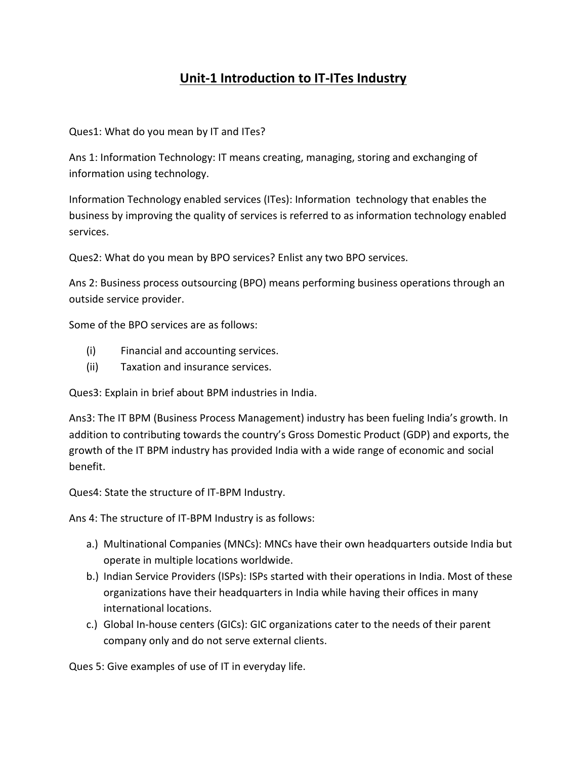# Unit-1 Introduction to IT-ITes Industry

Ques1: What do you mean by IT and ITes?

Ans 1: Information Technology: IT means creating, managing, storing and exchanging of information using technology.

Information Technology enabled services (ITes): Information technology that enables the business by improving the quality of services is referred to as information technology enabled services.

Ques2: What do you mean by BPO services? Enlist any two BPO services.

Ans 2: Business process outsourcing (BPO) means performing business operations through an outside service provider.

Some of the BPO services are as follows:

(i) Financial and accounting services.
(ii) Taxation and insurance services.

Ques3: Explain in brief about BPM industries in India.

Ans3: The IT BPM (Business Process Management) industry has been fueling India's growth. In addition to contributing towards the country's Gross Domestic Product (GDP) and exports, the growth of the IT BPM industry has provided India with a wide range of economic and social benefit.

Ques4: State the structure of IT-BPM Industry.

Ans 4: The structure of IT-BPM Industry is as follows:

a.) Multinational Companies (MNCs): MNCs have their own headquarters outside India but operate in multiple locations worldwide.
b.) Indian Service Providers (ISPs): ISPs started with their operations in India. Most of these organizations have their headquarters in India while having their offices in many international locations.
c.) Global In-house centers (GICs): GIC organizations cater to the needs of their parent company only and do not serve external clients.

Ques 5: Give examples of use of IT in everyday life.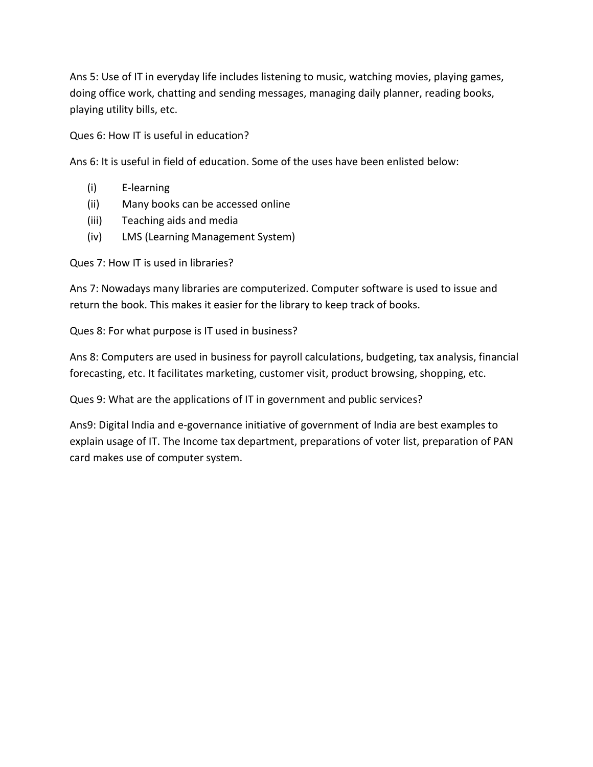Ans 5: Use of IT in everyday life includes listening to music, watching movies, playing games, doing office work, chatting and sending messages, managing daily planner, reading books, playing utility bills, etc.

Ques 6: How IT is useful in education?

Ans 6: It is useful in field of education. Some of the uses have been enlisted below:

(i) E-learning
(ii) Many books can be accessed online
(iii) Teaching aids and media
(iv) LMS (Learning Management System)

Ques 7: How IT is used in libraries?

Ans 7: Nowadays many libraries are computerized. Computer software is used to issue and return the book. This makes it easier for the library to keep track of books.

Ques 8: For what purpose is IT used in business?

Ans 8: Computers are used in business for payroll calculations, budgeting, tax analysis, financial forecasting, etc. It facilitates marketing, customer visit, product browsing, shopping, etc.

Ques 9: What are the applications of IT in government and public services?

Ans9: Digital India and e-governance initiative of government of India are best examples to explain usage of IT. The Income tax department, preparations of voter list, preparation of PAN card makes use of computer system.